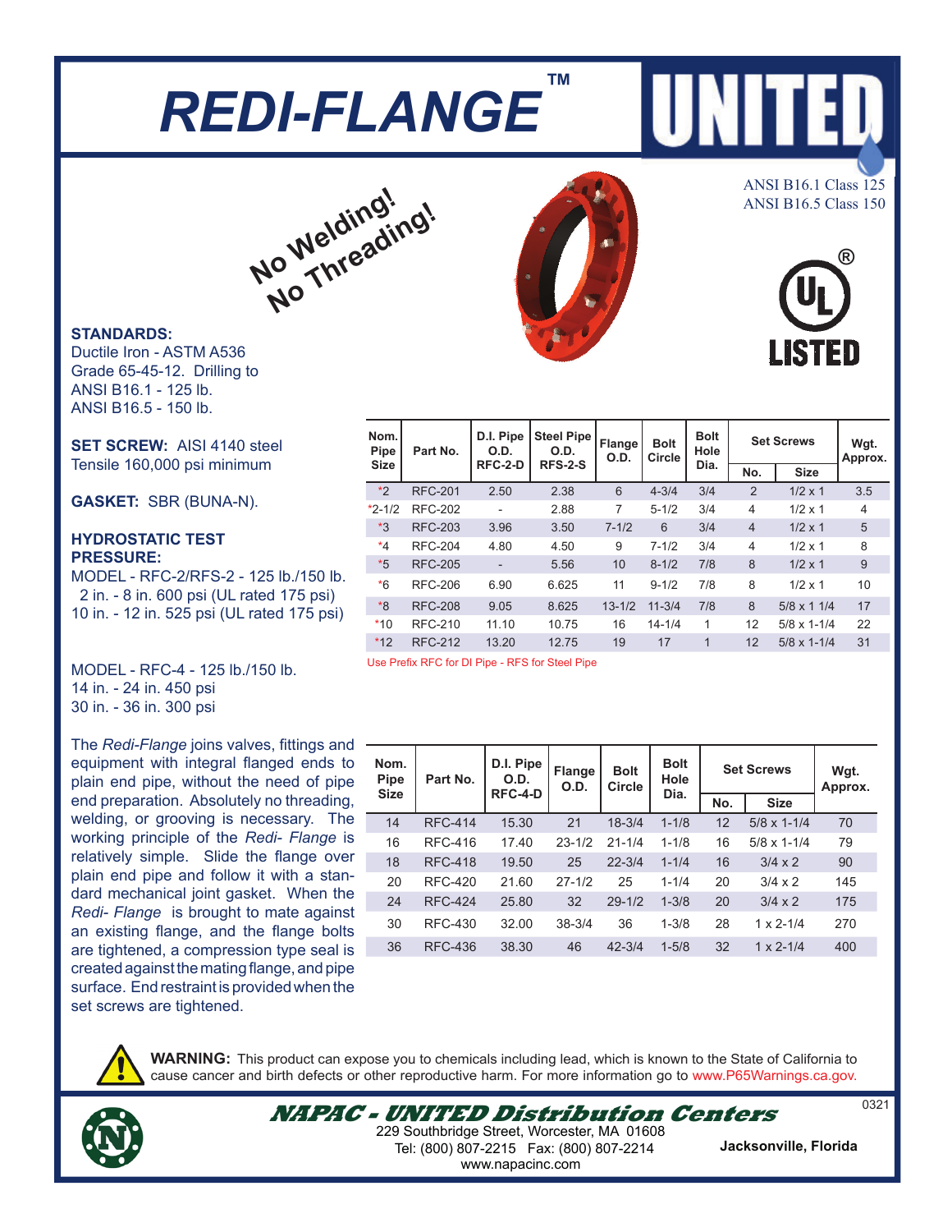# REDI-FLANGE™

UNITED

ANSI B16.1 Class 125
ANSI B16.5 Class 150

UL LISTED

No Welding!
No Threading!

**STANDARDS:**
Ductile Iron - ASTM A536 Grade 65-45-12. Drilling to ANSI B16.1 - 125 lb.
ANSI B16.5 - 150 lb.

**SET SCREW:** AISI 4140 steel
Tensile 160,000 psi minimum

**GASKET:** SBR (BUNA-N).

**HYDROSTATIC TEST PRESSURE:**
MODEL - RFC-2/RFS-2 - 125 lb./150 lb.
2 in. - 8 in. 600 psi (UL rated 175 psi)
10 in. - 12 in. 525 psi (UL rated 175 psi)

MODEL - RFC-4 - 125 lb./150 lb.
14 in. - 24 in. 450 psi
30 in. - 36 in. 300 psi

The *Redi-Flange* joins valves, fittings and equipment with integral flanged ends to plain end pipe, without the need of pipe end preparation. Absolutely no threading, welding, or grooving is necessary. The working principle of the *Redi- Flange* is relatively simple. Slide the flange over plain end pipe and follow it with a standard mechanical joint gasket. When the *Redi- Flange* is brought to mate against an existing flange, and the flange bolts are tightened, a compression type seal is created against the mating flange, and pipe surface. End restraint is provided when the set screws are tightened.

| Nom. Pipe Size | Part No. | D.I. Pipe O.D. RFC-2-D | Steel Pipe O.D. RFS-2-S | Flange O.D. | Bolt Circle | Bolt Hole Dia. | Set Screws | | Wgt. Approx. |
|---|---|---|---|---|---|---|---|---|---|
| | | | | | | | No. | Size | |
| *2 | RFC-201 | 2.50 | 2.38 | 6 | 4-3/4 | 3/4 | 2 | 1/2 x 1 | 3.5 |
| *2-1/2 | RFC-202 | - | 2.88 | 7 | 5-1/2 | 3/4 | 4 | 1/2 x 1 | 4 |
| *3 | RFC-203 | 3.96 | 3.50 | 7-1/2 | 6 | 3/4 | 4 | 1/2 x 1 | 5 |
| *4 | RFC-204 | 4.80 | 4.50 | 9 | 7-1/2 | 3/4 | 4 | 1/2 x 1 | 8 |
| *5 | RFC-205 | - | 5.56 | 10 | 8-1/2 | 7/8 | 8 | 1/2 x 1 | 9 |
| *6 | RFC-206 | 6.90 | 6.625 | 11 | 9-1/2 | 7/8 | 8 | 1/2 x 1 | 10 |
| *8 | RFC-208 | 9.05 | 8.625 | 13-1/2 | 11-3/4 | 7/8 | 8 | 5/8 x 1 1/4 | 17 |
| *10 | RFC-210 | 11.10 | 10.75 | 16 | 14-1/4 | 1 | 12 | 5/8 x 1-1/4 | 22 |
| *12 | RFC-212 | 13.20 | 12.75 | 19 | 17 | 1 | 12 | 5/8 x 1-1/4 | 31 |

Use Prefix RFC for DI Pipe - RFS for Steel Pipe

| Nom. Pipe Size | Part No. | D.I. Pipe O.D. RFC-4-D | Flange O.D. | Bolt Circle | Bolt Hole Dia. | Set Screws | | Wgt. Approx. |
|---|---|---|---|---|---|---|---|---|
| | | | | | | No. | Size | |
| 14 | RFC-414 | 15.30 | 21 | 18-3/4 | 1-1/8 | 12 | 5/8 x 1-1/4 | 70 |
| 16 | RFC-416 | 17.40 | 23-1/2 | 21-1/4 | 1-1/8 | 16 | 5/8 x 1-1/4 | 79 |
| 18 | RFC-418 | 19.50 | 25 | 22-3/4 | 1-1/4 | 16 | 3/4 x 2 | 90 |
| 20 | RFC-420 | 21.60 | 27-1/2 | 25 | 1-1/4 | 20 | 3/4 x 2 | 145 |
| 24 | RFC-424 | 25.80 | 32 | 29-1/2 | 1-3/8 | 20 | 3/4 x 2 | 175 |
| 30 | RFC-430 | 32.00 | 38-3/4 | 36 | 1-3/8 | 28 | 1 x 2-1/4 | 270 |
| 36 | RFC-436 | 38.30 | 46 | 42-3/4 | 1-5/8 | 32 | 1 x 2-1/4 | 400 |

**WARNING:** This product can expose you to chemicals including lead, which is known to the State of California to cause cancer and birth defects or other reproductive harm. For more information go to www.P65Warnings.ca.gov.

**NAPAC - UNITED Distribution Centers**
229 Southbridge Street, Worcester, MA 01608
Tel: (800) 807-2215 Fax: (800) 807-2214
www.napacinc.com

**Jacksonville, Florida**

0321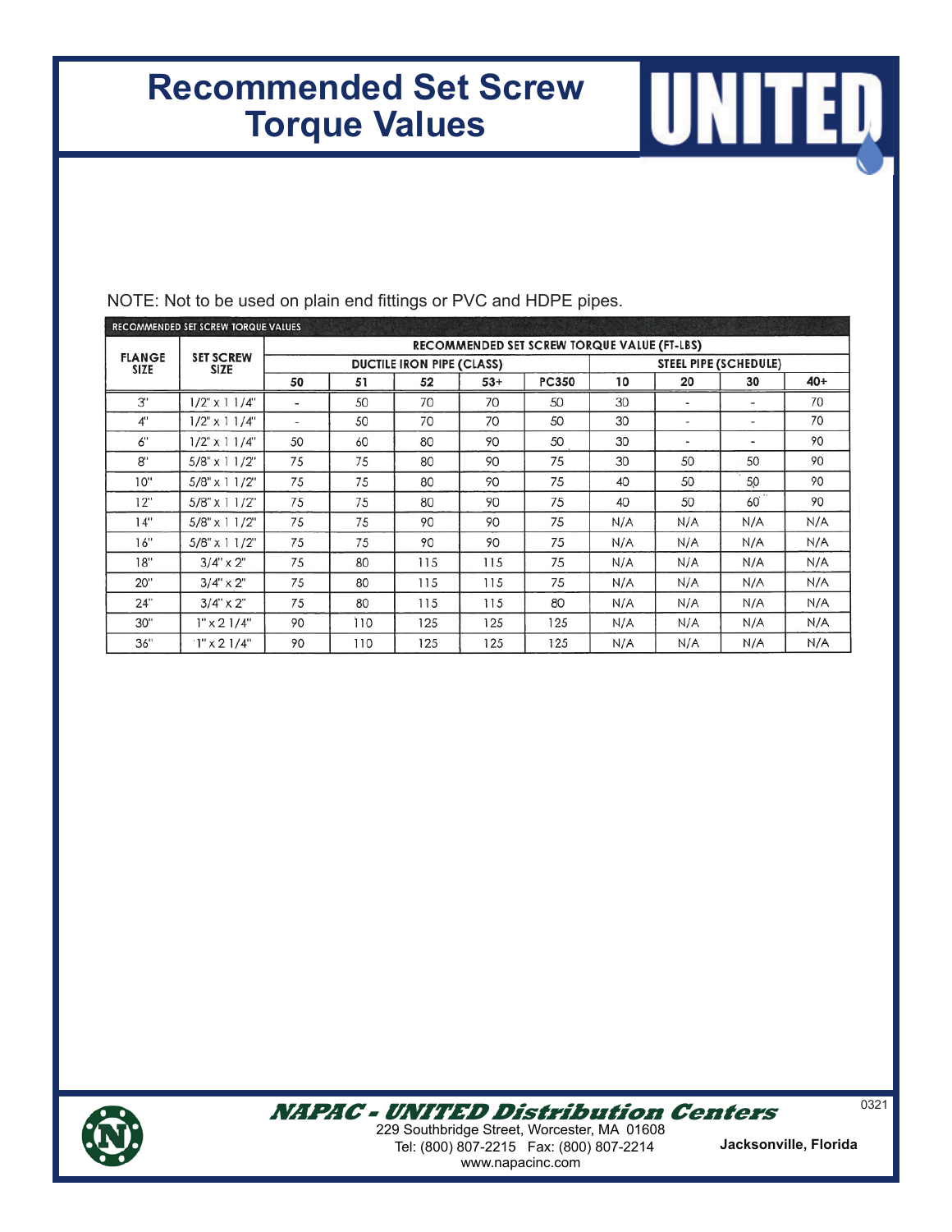# Recommended Set Screw Torque Values

UNITED

NOTE: Not to be used on plain end fittings or PVC and HDPE pipes.

RECOMMENDED SET SCREW TORQUE VALUES

| FLANGE SIZE | SET SCREW SIZE | RECOMMENDED SET SCREW TORQUE VALUE (FT-LBS) | | | | | | | | |
|---|---|---|---|---|---|---|---|---|---|---|
| | | DUCTILE IRON PIPE (CLASS) | | | | | STEEL PIPE (SCHEDULE) | | | |
| | | 50 | 51 | 52 | 53+ | PC350 | 10 | 20 | 30 | 40+ |
| 3" | 1/2" x 1 1/4" | - | 50 | 70 | 70 | 50 | 30 | - | - | 70 |
| 4" | 1/2" x 1 1/4" | - | 50 | 70 | 70 | 50 | 30 | - | - | 70 |
| 6" | 1/2" x 1 1/4" | 50 | 60 | 80 | 90 | 50 | 30 | - | - | 90 |
| 8" | 5/8" x 1 1/2" | 75 | 75 | 80 | 90 | 75 | 30 | 50 | 50 | 90 |
| 10" | 5/8" x 1 1/2" | 75 | 75 | 80 | 90 | 75 | 40 | 50 | 50 | 90 |
| 12" | 5/8" x 1 1/2" | 75 | 75 | 80 | 90 | 75 | 40 | 50 | 60 | 90 |
| 14" | 5/8" x 1 1/2" | 75 | 75 | 90 | 90 | 75 | N/A | N/A | N/A | N/A |
| 16" | 5/8" x 1 1/2" | 75 | 75 | 90 | 90 | 75 | N/A | N/A | N/A | N/A |
| 18" | 3/4" x 2" | 75 | 80 | 115 | 115 | 75 | N/A | N/A | N/A | N/A |
| 20" | 3/4" x 2" | 75 | 80 | 115 | 115 | 75 | N/A | N/A | N/A | N/A |
| 24" | 3/4" x 2" | 75 | 80 | 115 | 115 | 80 | N/A | N/A | N/A | N/A |
| 30" | 1" x 2 1/4" | 90 | 110 | 125 | 125 | 125 | N/A | N/A | N/A | N/A |
| 36" | 1" x 2 1/4" | 90 | 110 | 125 | 125 | 125 | N/A | N/A | N/A | N/A |

***NAPAC - UNITED Distribution Centers***

229 Southbridge Street, Worcester, MA 01608
Tel: (800) 807-2215 Fax: (800) 807-2214
www.napacinc.com

**Jacksonville, Florida**

0321